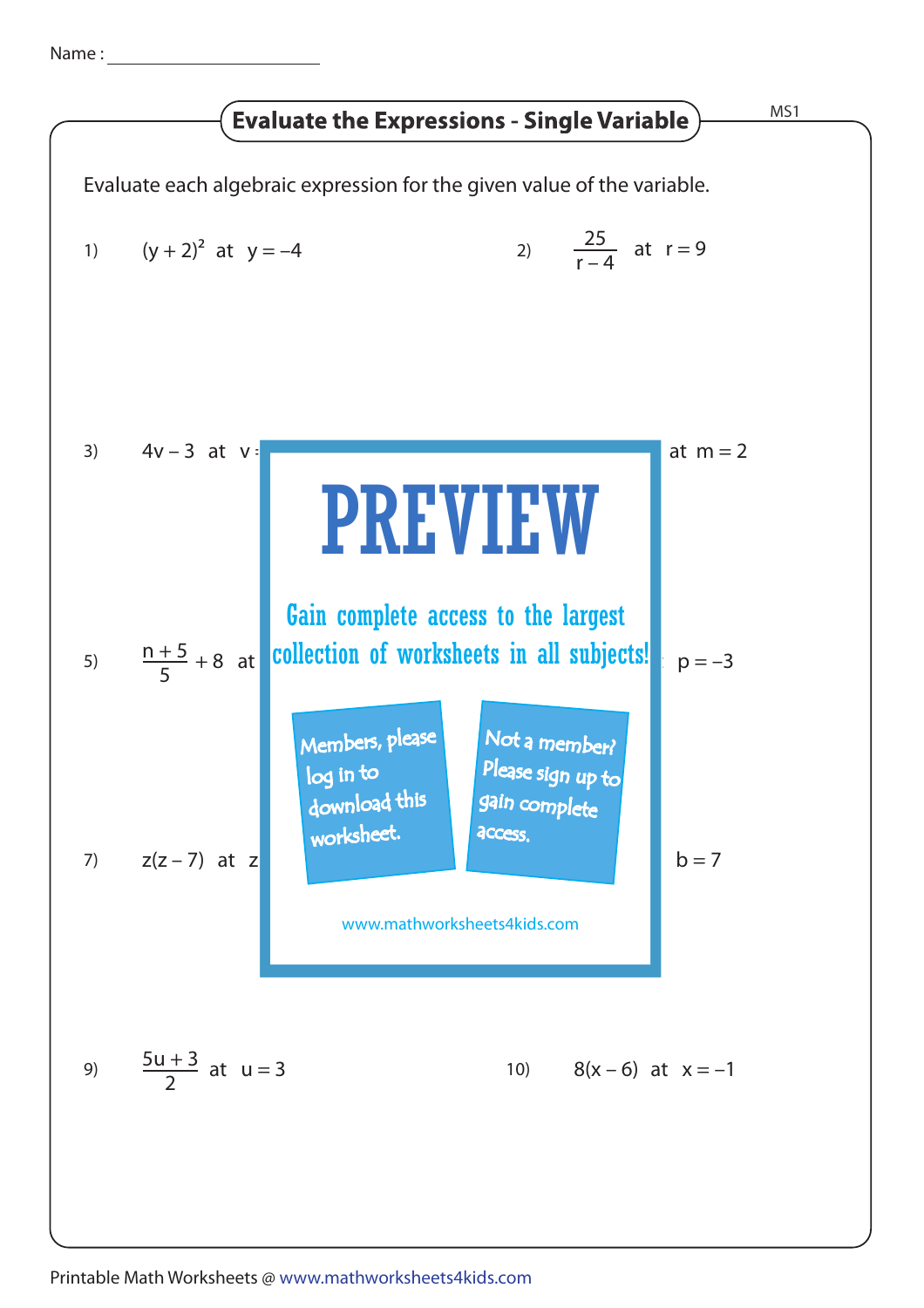Name : ______________________

## Evaluate the Expressions - Single Variable

MS1

Evaluate each algebraic expression for the given value of the variable.

1) $(y + 2)^2$ at $y = -4$

2) $\dfrac{25}{r - 4}$ at $r = 9$

3) $4v - 3$ at $v$ = ... at $m = 2$

PREVIEW

Gain complete access to the largest collection of worksheets in all subjects!

Members, please log in to download this worksheet.

Not a member? Please sign up to gain complete access.

www.mathworksheets4kids.com

5) $\dfrac{n + 5}{5} + 8$ at ... $p = -3$

7) $z(z - 7)$ at $z$ ... $b = 7$

9) $\dfrac{5u + 3}{2}$ at $u = 3$

10) $8(x - 6)$ at $x = -1$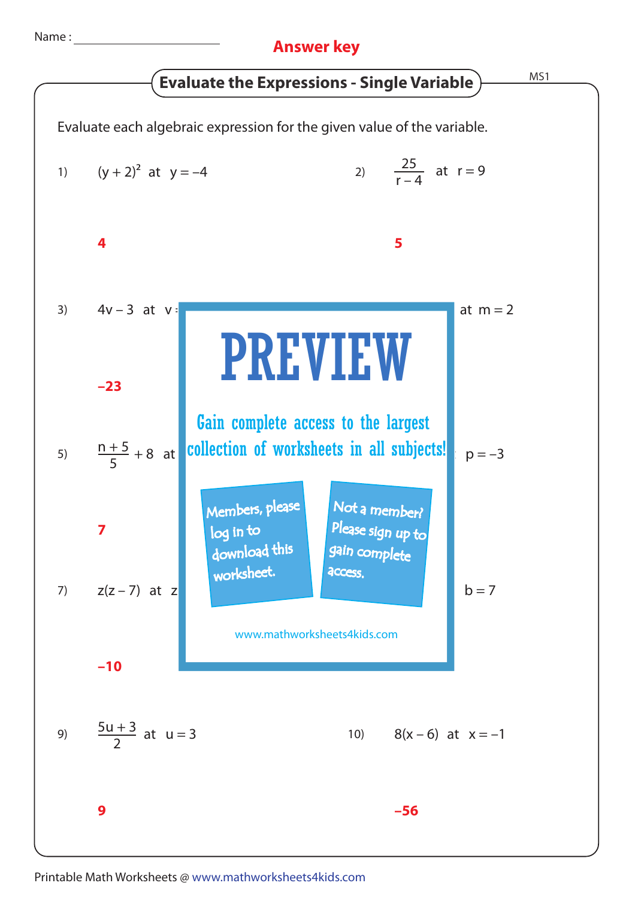Name : ________________________

**Answer key**

## Evaluate the Expressions - Single Variable

MS1

Evaluate each algebraic expression for the given value of the variable.

1) $(y + 2)^2$ at $y = -4$

**4**

2) $\dfrac{25}{r - 4}$ at $r = 9$

**5**

3) $4v - 3$ at v

**−23**

at $m = 2$

PREVIEW

Gain complete access to the largest collection of worksheets in all subjects!

Members, please log in to download this worksheet.

Not a member? Please sign up to gain complete access.

www.mathworksheets4kids.com

5) $\dfrac{n + 5}{5} + 8$ at

**7**

$p = -3$

7) $z(z - 7)$ at z

**−10**

$b = 7$

9) $\dfrac{5u + 3}{2}$ at $u = 3$

**9**

10) $8(x - 6)$ at $x = -1$

**−56**

Printable Math Worksheets @ www.mathworksheets4kids.com